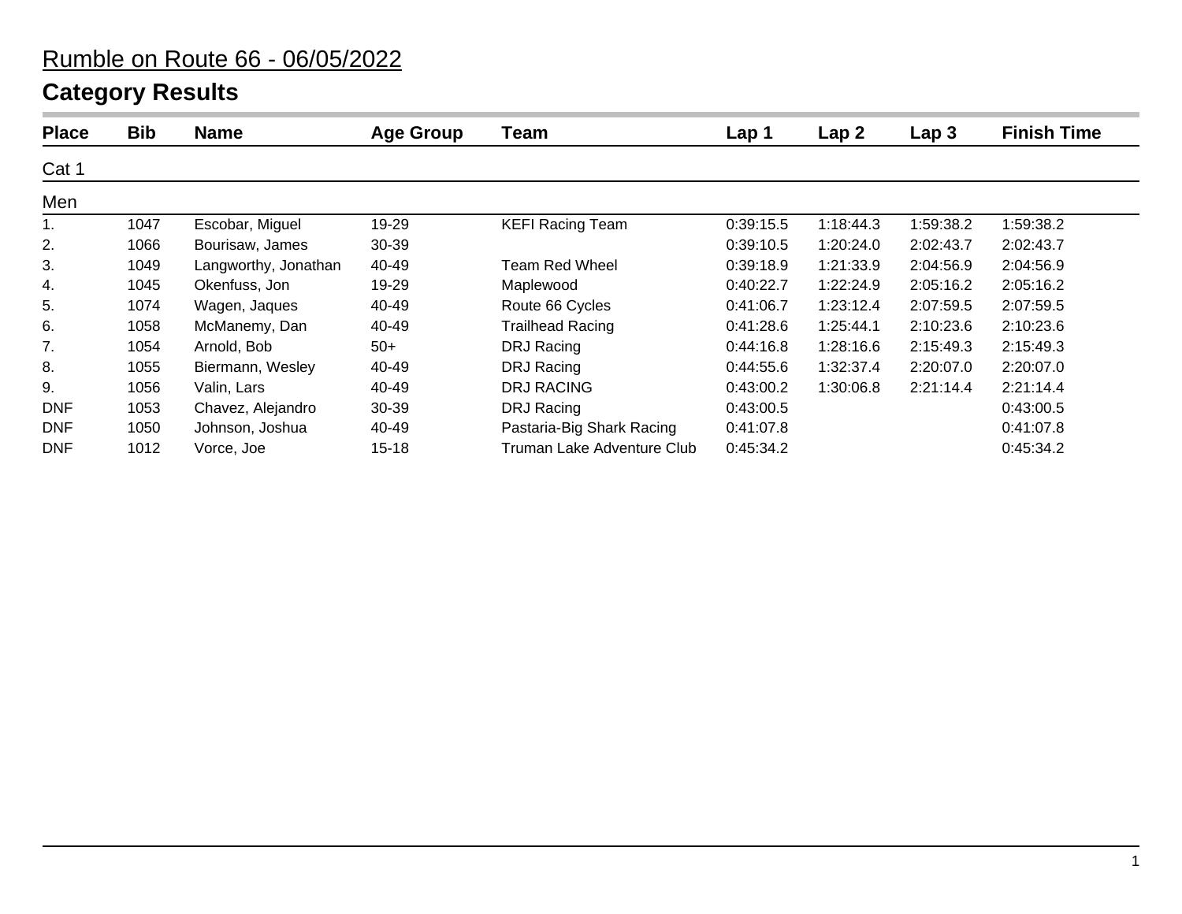# Rumble on Route 66 - 06/05/2022

## Category Results

| Place | Bib | Name | Age Group | Team | Lap 1 | Lap 2 | Lap 3 | Finish Time |
|---|---|---|---|---|---|---|---|---|
| Cat 1 | | | | | | | | |
| Men | | | | | | | | |
| 1. | 1047 | Escobar, Miguel | 19-29 | KEFI Racing Team | 0:39:15.5 | 1:18:44.3 | 1:59:38.2 | 1:59:38.2 |
| 2. | 1066 | Bourisaw, James | 30-39 | | 0:39:10.5 | 1:20:24.0 | 2:02:43.7 | 2:02:43.7 |
| 3. | 1049 | Langworthy, Jonathan | 40-49 | Team Red Wheel | 0:39:18.9 | 1:21:33.9 | 2:04:56.9 | 2:04:56.9 |
| 4. | 1045 | Okenfuss, Jon | 19-29 | Maplewood | 0:40:22.7 | 1:22:24.9 | 2:05:16.2 | 2:05:16.2 |
| 5. | 1074 | Wagen, Jaques | 40-49 | Route 66 Cycles | 0:41:06.7 | 1:23:12.4 | 2:07:59.5 | 2:07:59.5 |
| 6. | 1058 | McManemy, Dan | 40-49 | Trailhead Racing | 0:41:28.6 | 1:25:44.1 | 2:10:23.6 | 2:10:23.6 |
| 7. | 1054 | Arnold, Bob | 50+ | DRJ Racing | 0:44:16.8 | 1:28:16.6 | 2:15:49.3 | 2:15:49.3 |
| 8. | 1055 | Biermann, Wesley | 40-49 | DRJ Racing | 0:44:55.6 | 1:32:37.4 | 2:20:07.0 | 2:20:07.0 |
| 9. | 1056 | Valin, Lars | 40-49 | DRJ RACING | 0:43:00.2 | 1:30:06.8 | 2:21:14.4 | 2:21:14.4 |
| DNF | 1053 | Chavez, Alejandro | 30-39 | DRJ Racing | 0:43:00.5 | | | 0:43:00.5 |
| DNF | 1050 | Johnson, Joshua | 40-49 | Pastaria-Big Shark Racing | 0:41:07.8 | | | 0:41:07.8 |
| DNF | 1012 | Vorce, Joe | 15-18 | Truman Lake Adventure Club | 0:45:34.2 | | | 0:45:34.2 |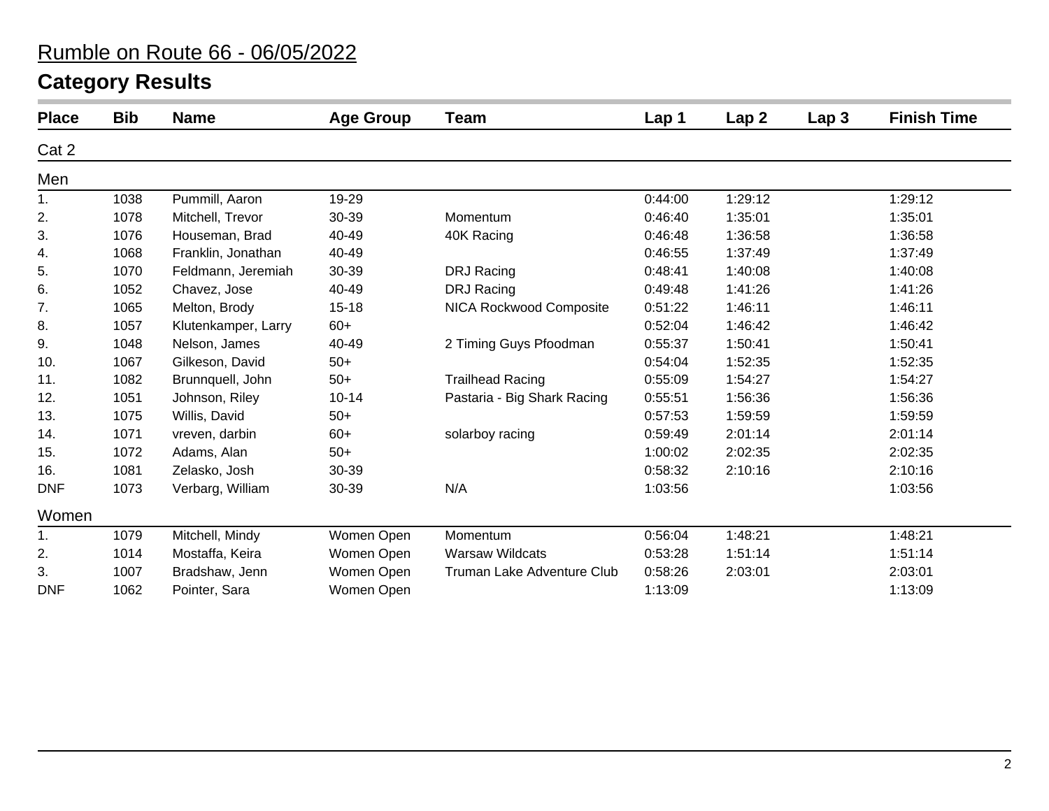# Rumble on Route 66 - 06/05/2022

## Category Results

| Place | Bib | Name | Age Group | Team | Lap 1 | Lap 2 | Lap 3 | Finish Time |
|---|---|---|---|---|---|---|---|---|
| Cat 2 | | | | | | | | |
| Men | | | | | | | | |
| 1. | 1038 | Pummill, Aaron | 19-29 | | 0:44:00 | 1:29:12 | | 1:29:12 |
| 2. | 1078 | Mitchell, Trevor | 30-39 | Momentum | 0:46:40 | 1:35:01 | | 1:35:01 |
| 3. | 1076 | Houseman, Brad | 40-49 | 40K Racing | 0:46:48 | 1:36:58 | | 1:36:58 |
| 4. | 1068 | Franklin, Jonathan | 40-49 | | 0:46:55 | 1:37:49 | | 1:37:49 |
| 5. | 1070 | Feldmann, Jeremiah | 30-39 | DRJ Racing | 0:48:41 | 1:40:08 | | 1:40:08 |
| 6. | 1052 | Chavez, Jose | 40-49 | DRJ Racing | 0:49:48 | 1:41:26 | | 1:41:26 |
| 7. | 1065 | Melton, Brody | 15-18 | NICA Rockwood Composite | 0:51:22 | 1:46:11 | | 1:46:11 |
| 8. | 1057 | Klutenkamper, Larry | 60+ | | 0:52:04 | 1:46:42 | | 1:46:42 |
| 9. | 1048 | Nelson, James | 40-49 | 2 Timing Guys Pfoodman | 0:55:37 | 1:50:41 | | 1:50:41 |
| 10. | 1067 | Gilkeson, David | 50+ | | 0:54:04 | 1:52:35 | | 1:52:35 |
| 11. | 1082 | Brunnquell, John | 50+ | Trailhead Racing | 0:55:09 | 1:54:27 | | 1:54:27 |
| 12. | 1051 | Johnson, Riley | 10-14 | Pastaria - Big Shark Racing | 0:55:51 | 1:56:36 | | 1:56:36 |
| 13. | 1075 | Willis, David | 50+ | | 0:57:53 | 1:59:59 | | 1:59:59 |
| 14. | 1071 | vreven, darbin | 60+ | solarboy racing | 0:59:49 | 2:01:14 | | 2:01:14 |
| 15. | 1072 | Adams, Alan | 50+ | | 1:00:02 | 2:02:35 | | 2:02:35 |
| 16. | 1081 | Zelasko, Josh | 30-39 | | 0:58:32 | 2:10:16 | | 2:10:16 |
| DNF | 1073 | Verbarg, William | 30-39 | N/A | 1:03:56 | | | 1:03:56 |
| Women | | | | | | | | |
| 1. | 1079 | Mitchell, Mindy | Women Open | Momentum | 0:56:04 | 1:48:21 | | 1:48:21 |
| 2. | 1014 | Mostaffa, Keira | Women Open | Warsaw Wildcats | 0:53:28 | 1:51:14 | | 1:51:14 |
| 3. | 1007 | Bradshaw, Jenn | Women Open | Truman Lake Adventure Club | 0:58:26 | 2:03:01 | | 2:03:01 |
| DNF | 1062 | Pointer, Sara | Women Open | | 1:13:09 | | | 1:13:09 |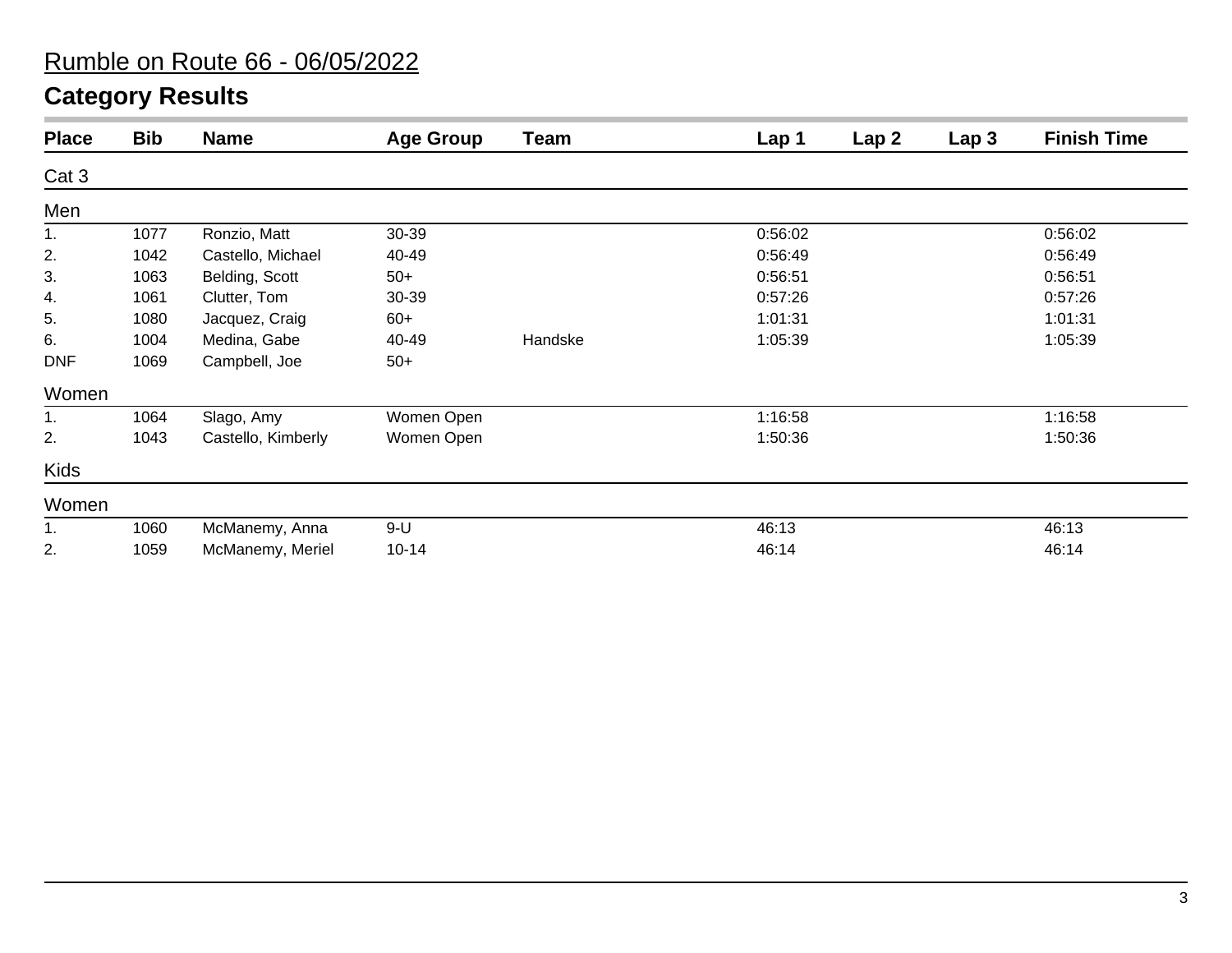# Rumble on Route 66 - 06/05/2022

## Category Results

| Place | Bib | Name | Age Group | Team | Lap 1 | Lap 2 | Lap 3 | Finish Time |
|---|---|---|---|---|---|---|---|---|
| **Cat 3** | | | | | | | | |
| **Men** | | | | | | | | |
| 1. | 1077 | Ronzio, Matt | 30-39 | | 0:56:02 | | | 0:56:02 |
| 2. | 1042 | Castello, Michael | 40-49 | | 0:56:49 | | | 0:56:49 |
| 3. | 1063 | Belding, Scott | 50+ | | 0:56:51 | | | 0:56:51 |
| 4. | 1061 | Clutter, Tom | 30-39 | | 0:57:26 | | | 0:57:26 |
| 5. | 1080 | Jacquez, Craig | 60+ | | 1:01:31 | | | 1:01:31 |
| 6. | 1004 | Medina, Gabe | 40-49 | Handske | 1:05:39 | | | 1:05:39 |
| DNF | 1069 | Campbell, Joe | 50+ | | | | | |
| **Women** | | | | | | | | |
| 1. | 1064 | Slago, Amy | Women Open | | 1:16:58 | | | 1:16:58 |
| 2. | 1043 | Castello, Kimberly | Women Open | | 1:50:36 | | | 1:50:36 |
| **Kids** | | | | | | | | |
| **Women** | | | | | | | | |
| 1. | 1060 | McManemy, Anna | 9-U | | 46:13 | | | 46:13 |
| 2. | 1059 | McManemy, Meriel | 10-14 | | 46:14 | | | 46:14 |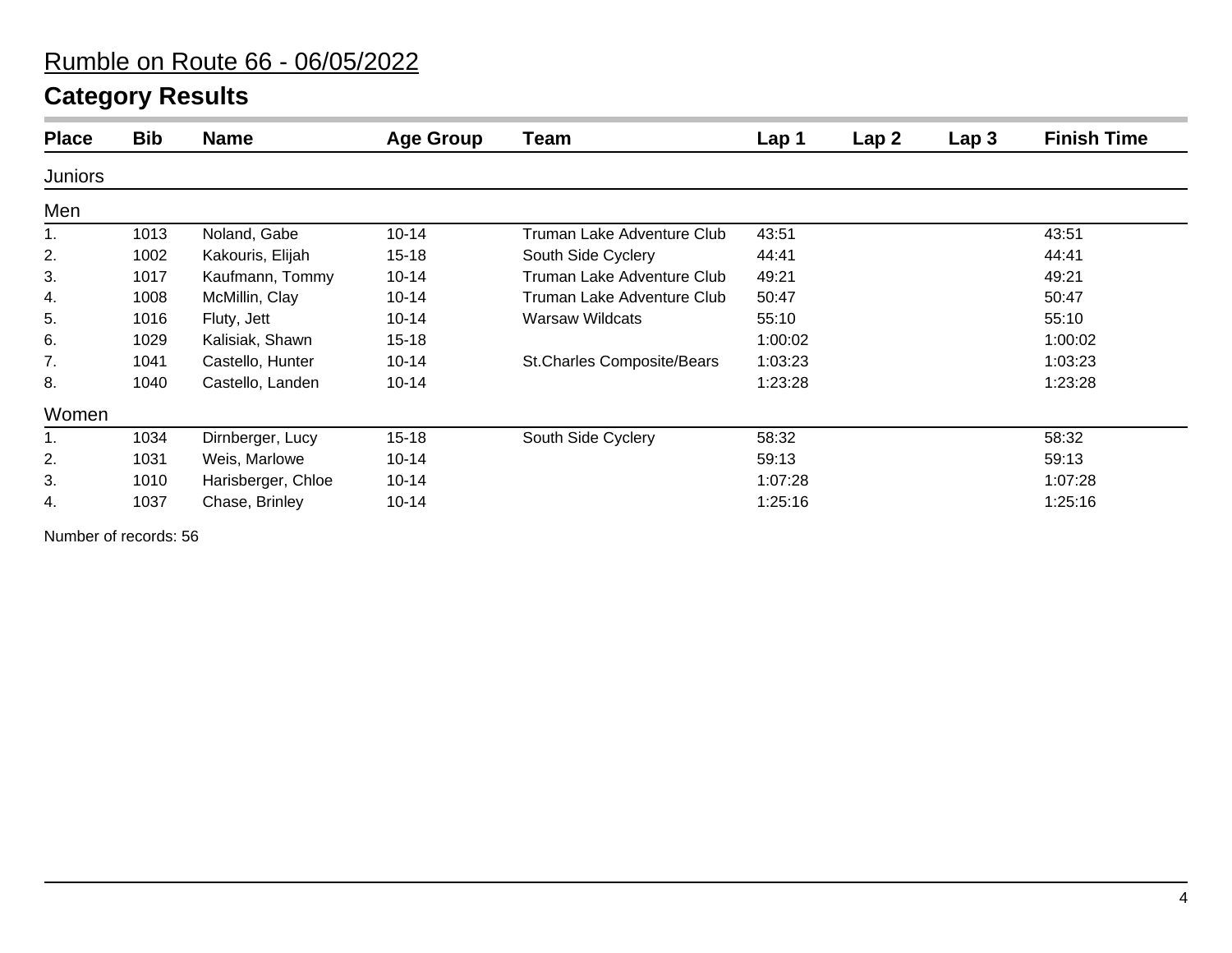# Rumble on Route 66 - 06/05/2022

## Category Results

| Place | Bib | Name | Age Group | Team | Lap 1 | Lap 2 | Lap 3 | Finish Time |
|---|---|---|---|---|---|---|---|---|
| **Juniors** | | | | | | | | |
| **Men** | | | | | | | | |
| 1. | 1013 | Noland, Gabe | 10-14 | Truman Lake Adventure Club | 43:51 | | | 43:51 |
| 2. | 1002 | Kakouris, Elijah | 15-18 | South Side Cyclery | 44:41 | | | 44:41 |
| 3. | 1017 | Kaufmann, Tommy | 10-14 | Truman Lake Adventure Club | 49:21 | | | 49:21 |
| 4. | 1008 | McMillin, Clay | 10-14 | Truman Lake Adventure Club | 50:47 | | | 50:47 |
| 5. | 1016 | Fluty, Jett | 10-14 | Warsaw Wildcats | 55:10 | | | 55:10 |
| 6. | 1029 | Kalisiak, Shawn | 15-18 | | 1:00:02 | | | 1:00:02 |
| 7. | 1041 | Castello, Hunter | 10-14 | St.Charles Composite/Bears | 1:03:23 | | | 1:03:23 |
| 8. | 1040 | Castello, Landen | 10-14 | | 1:23:28 | | | 1:23:28 |
| **Women** | | | | | | | | |
| 1. | 1034 | Dirnberger, Lucy | 15-18 | South Side Cyclery | 58:32 | | | 58:32 |
| 2. | 1031 | Weis, Marlowe | 10-14 | | 59:13 | | | 59:13 |
| 3. | 1010 | Harisberger, Chloe | 10-14 | | 1:07:28 | | | 1:07:28 |
| 4. | 1037 | Chase, Brinley | 10-14 | | 1:25:16 | | | 1:25:16 |

Number of records: 56